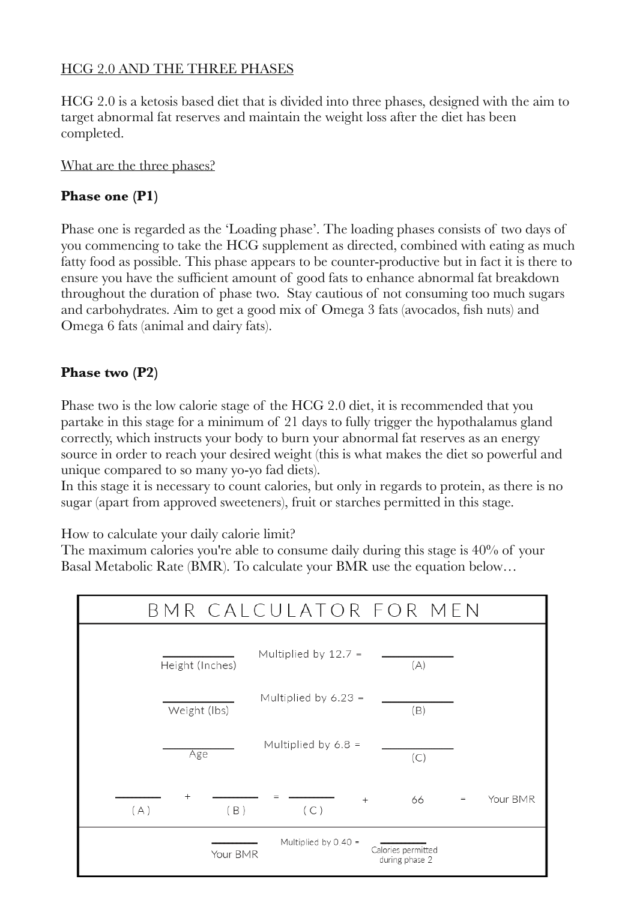## HCG 2.0 AND THE THREE PHASES

HCG 2.0 is a ketosis based diet that is divided into three phases, designed with the aim to target abnormal fat reserves and maintain the weight loss after the diet has been completed.

### What are the three phases?

**Phase one (P1)**

Phase one is regarded as the 'Loading phase'. The loading phases consists of two days of you commencing to take the HCG supplement as directed, combined with eating as much fatty food as possible. This phase appears to be counter-productive but in fact it is there to ensure you have the sufficient amount of good fats to enhance abnormal fat breakdown throughout the duration of phase two. Stay cautious of not consuming too much sugars and carbohydrates. Aim to get a good mix of Omega 3 fats (avocados, fish nuts) and Omega 6 fats (animal and dairy fats).

**Phase two (P2)**

Phase two is the low calorie stage of the HCG 2.0 diet, it is recommended that you partake in this stage for a minimum of 21 days to fully trigger the hypothalamus gland correctly, which instructs your body to burn your abnormal fat reserves as an energy source in order to reach your desired weight (this is what makes the diet so powerful and unique compared to so many yo-yo fad diets).
In this stage it is necessary to count calories, but only in regards to protein, as there is no sugar (apart from approved sweeteners), fruit or starches permitted in this stage.

How to calculate your daily calorie limit?
The maximum calories you're able to consume daily during this stage is 40% of your Basal Metabolic Rate (BMR). To calculate your BMR use the equation below…

**BMR CALCULATOR FOR MEN**

| | | |
|---|---|---|
| ______ Height (Inches) | Multiplied by 12.7 = | ______ (A) |
| ______ Weight (lbs) | Multiplied by 6.23 = | ______ (B) |
| ______ Age | Multiplied by 6.8 = | ______ (C) |

______ (A) + ______ (B) = ______ (C) + 66 = Your BMR

______ Your BMR Multiplied by 0.40 = ______ Calories permitted during phase 2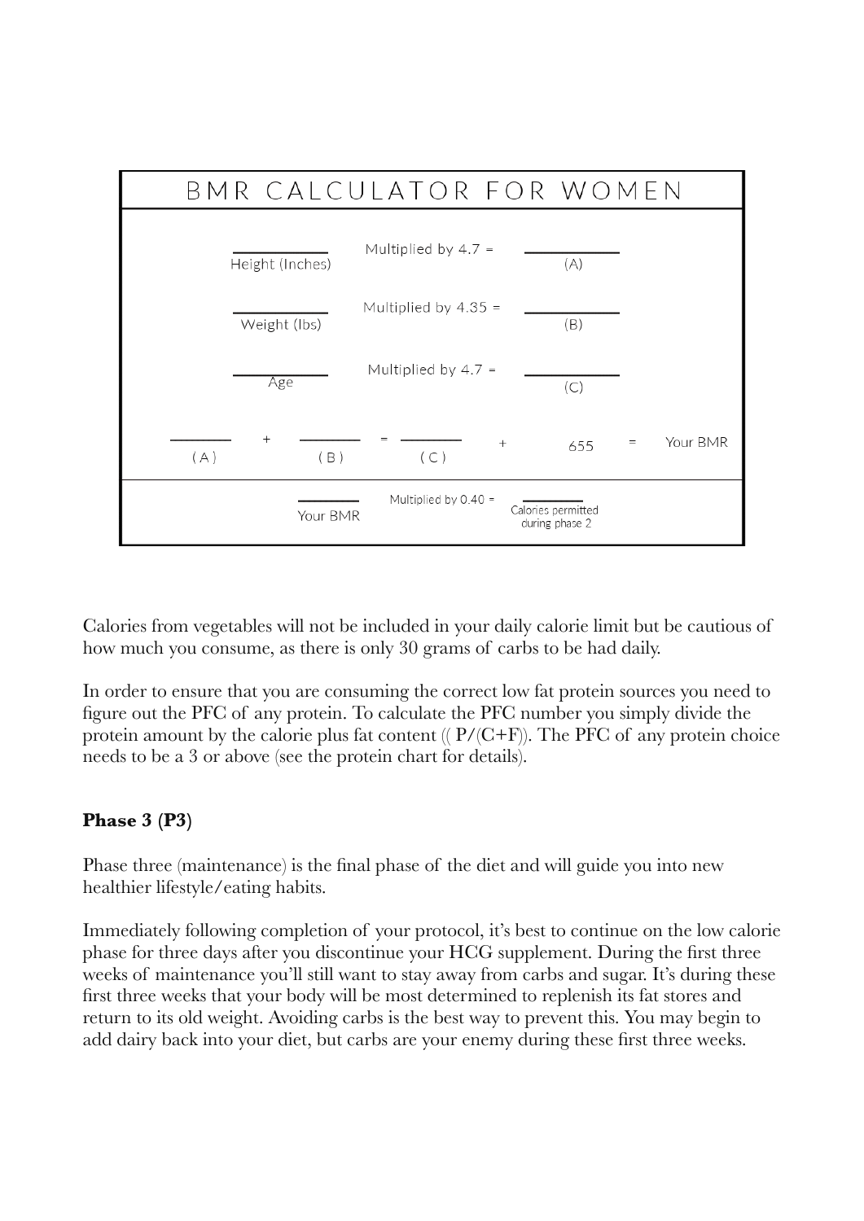## BMR CALCULATOR FOR WOMEN

| | | |
|---|---|---|
| ________ Height (Inches) | Multiplied by 4.7 = | ________ (A) |
| ________ Weight (lbs) | Multiplied by 4.35 = | ________ (B) |
| ________ Age | Multiplied by 4.7 = | ________ (C) |

________ (A) + ________ (B) = ________ (C) + 655 = Your BMR

________ Your BMR Multiplied by 0.40 = ________ Calories permitted during phase 2

Calories from vegetables will not be included in your daily calorie limit but be cautious of how much you consume, as there is only 30 grams of carbs to be had daily.

In order to ensure that you are consuming the correct low fat protein sources you need to figure out the PFC of any protein. To calculate the PFC number you simply divide the protein amount by the calorie plus fat content (( P/(C+F)). The PFC of any protein choice needs to be a 3 or above (see the protein chart for details).

**Phase 3 (P3)**

Phase three (maintenance) is the final phase of the diet and will guide you into new healthier lifestyle/eating habits.

Immediately following completion of your protocol, it's best to continue on the low calorie phase for three days after you discontinue your HCG supplement. During the first three weeks of maintenance you'll still want to stay away from carbs and sugar. It's during these first three weeks that your body will be most determined to replenish its fat stores and return to its old weight. Avoiding carbs is the best way to prevent this. You may begin to add dairy back into your diet, but carbs are your enemy during these first three weeks.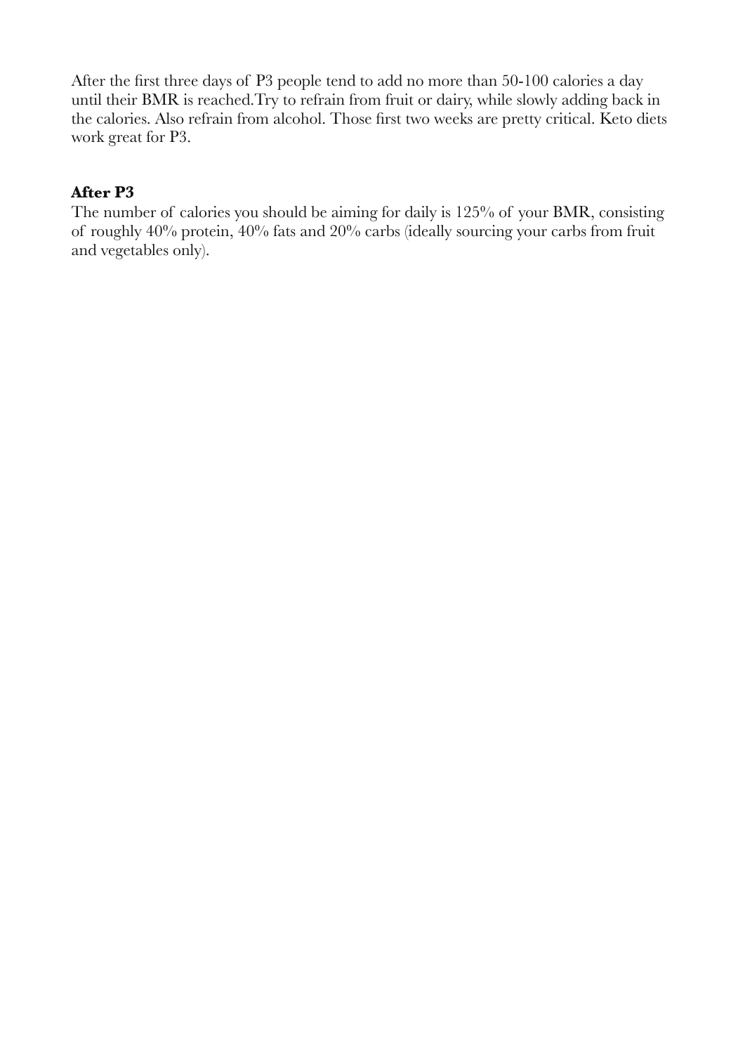After the first three days of P3 people tend to add no more than 50-100 calories a day until their BMR is reached.Try to refrain from fruit or dairy, while slowly adding back in the calories. Also refrain from alcohol. Those first two weeks are pretty critical. Keto diets work great for P3.

**After P3**

The number of calories you should be aiming for daily is 125% of your BMR, consisting of roughly 40% protein, 40% fats and 20% carbs (ideally sourcing your carbs from fruit and vegetables only).